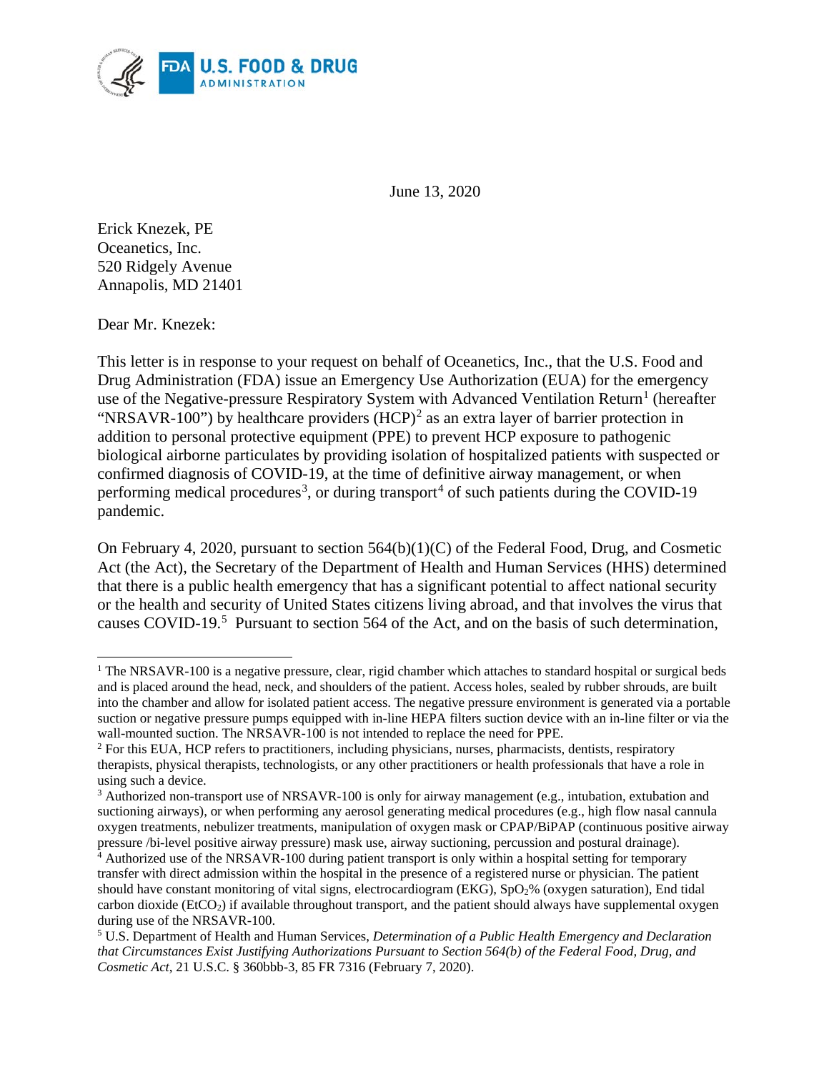June 13, 2020

Erick Knezek, PE
Oceanetics, Inc.
520 Ridgely Avenue
Annapolis, MD 21401

Dear Mr. Knezek:

This letter is in response to your request on behalf of Oceanetics, Inc., that the U.S. Food and Drug Administration (FDA) issue an Emergency Use Authorization (EUA) for the emergency use of the Negative-pressure Respiratory System with Advanced Ventilation Return[1] (hereafter "NRSAVR-100") by healthcare providers (HCP)[2] as an extra layer of barrier protection in addition to personal protective equipment (PPE) to prevent HCP exposure to pathogenic biological airborne particulates by providing isolation of hospitalized patients with suspected or confirmed diagnosis of COVID-19, at the time of definitive airway management, or when performing medical procedures[3], or during transport[4] of such patients during the COVID-19 pandemic.

On February 4, 2020, pursuant to section 564(b)(1)(C) of the Federal Food, Drug, and Cosmetic Act (the Act), the Secretary of the Department of Health and Human Services (HHS) determined that there is a public health emergency that has a significant potential to affect national security or the health and security of United States citizens living abroad, and that involves the virus that causes COVID-19.[5] Pursuant to section 564 of the Act, and on the basis of such determination,

---

[1] The NRSAVR-100 is a negative pressure, clear, rigid chamber which attaches to standard hospital or surgical beds and is placed around the head, neck, and shoulders of the patient. Access holes, sealed by rubber shrouds, are built into the chamber and allow for isolated patient access. The negative pressure environment is generated via a portable suction or negative pressure pumps equipped with in-line HEPA filters suction device with an in-line filter or via the wall-mounted suction. The NRSAVR-100 is not intended to replace the need for PPE.

[2] For this EUA, HCP refers to practitioners, including physicians, nurses, pharmacists, dentists, respiratory therapists, physical therapists, technologists, or any other practitioners or health professionals that have a role in using such a device.

[3] Authorized non-transport use of NRSAVR-100 is only for airway management (e.g., intubation, extubation and suctioning airways), or when performing any aerosol generating medical procedures (e.g., high flow nasal cannula oxygen treatments, nebulizer treatments, manipulation of oxygen mask or CPAP/BiPAP (continuous positive airway pressure /bi-level positive airway pressure) mask use, airway suctioning, percussion and postural drainage).

[4] Authorized use of the NRSAVR-100 during patient transport is only within a hospital setting for temporary transfer with direct admission within the hospital in the presence of a registered nurse or physician. The patient should have constant monitoring of vital signs, electrocardiogram (EKG), $SpO_2$% (oxygen saturation), End tidal carbon dioxide ($EtCO_2$) if available throughout transport, and the patient should always have supplemental oxygen during use of the NRSAVR-100.

[5] U.S. Department of Health and Human Services, *Determination of a Public Health Emergency and Declaration that Circumstances Exist Justifying Authorizations Pursuant to Section 564(b) of the Federal Food, Drug, and Cosmetic Act*, 21 U.S.C. § 360bbb-3, 85 FR 7316 (February 7, 2020).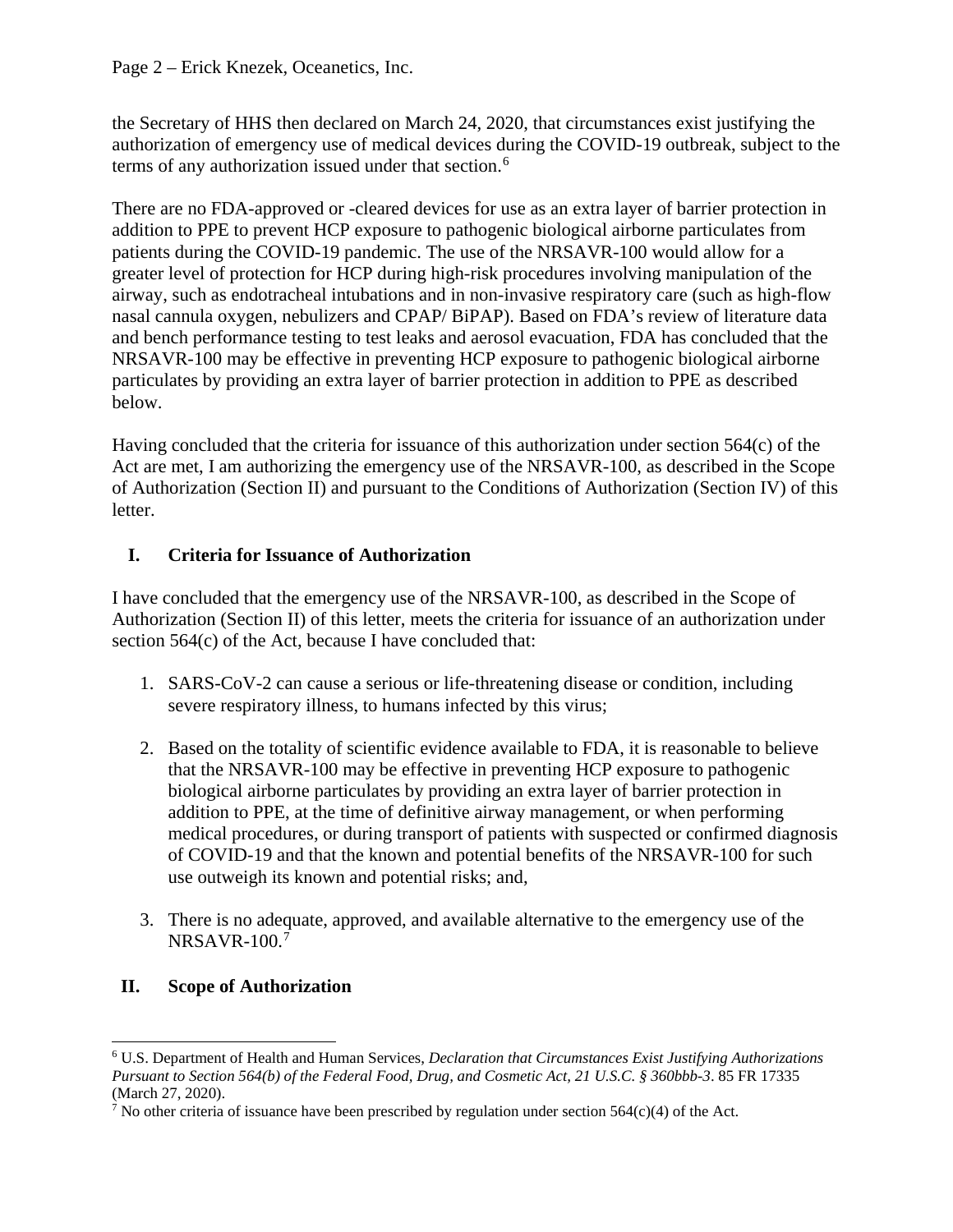the Secretary of HHS then declared on March 24, 2020, that circumstances exist justifying the authorization of emergency use of medical devices during the COVID-19 outbreak, subject to the terms of any authorization issued under that section.[6]

There are no FDA-approved or -cleared devices for use as an extra layer of barrier protection in addition to PPE to prevent HCP exposure to pathogenic biological airborne particulates from patients during the COVID-19 pandemic. The use of the NRSAVR-100 would allow for a greater level of protection for HCP during high-risk procedures involving manipulation of the airway, such as endotracheal intubations and in non-invasive respiratory care (such as high-flow nasal cannula oxygen, nebulizers and CPAP/ BiPAP). Based on FDA's review of literature data and bench performance testing to test leaks and aerosol evacuation, FDA has concluded that the NRSAVR-100 may be effective in preventing HCP exposure to pathogenic biological airborne particulates by providing an extra layer of barrier protection in addition to PPE as described below.

Having concluded that the criteria for issuance of this authorization under section 564(c) of the Act are met, I am authorizing the emergency use of the NRSAVR-100, as described in the Scope of Authorization (Section II) and pursuant to the Conditions of Authorization (Section IV) of this letter.

## I. Criteria for Issuance of Authorization

I have concluded that the emergency use of the NRSAVR-100, as described in the Scope of Authorization (Section II) of this letter, meets the criteria for issuance of an authorization under section 564(c) of the Act, because I have concluded that:

1. SARS-CoV-2 can cause a serious or life-threatening disease or condition, including severe respiratory illness, to humans infected by this virus;

2. Based on the totality of scientific evidence available to FDA, it is reasonable to believe that the NRSAVR-100 may be effective in preventing HCP exposure to pathogenic biological airborne particulates by providing an extra layer of barrier protection in addition to PPE, at the time of definitive airway management, or when performing medical procedures, or during transport of patients with suspected or confirmed diagnosis of COVID-19 and that the known and potential benefits of the NRSAVR-100 for such use outweigh its known and potential risks; and,

3. There is no adequate, approved, and available alternative to the emergency use of the NRSAVR-100.[7]

## II. Scope of Authorization

---

[6] U.S. Department of Health and Human Services, *Declaration that Circumstances Exist Justifying Authorizations Pursuant to Section 564(b) of the Federal Food, Drug, and Cosmetic Act, 21 U.S.C. § 360bbb-3*. 85 FR 17335 (March 27, 2020).

[7] No other criteria of issuance have been prescribed by regulation under section 564(c)(4) of the Act.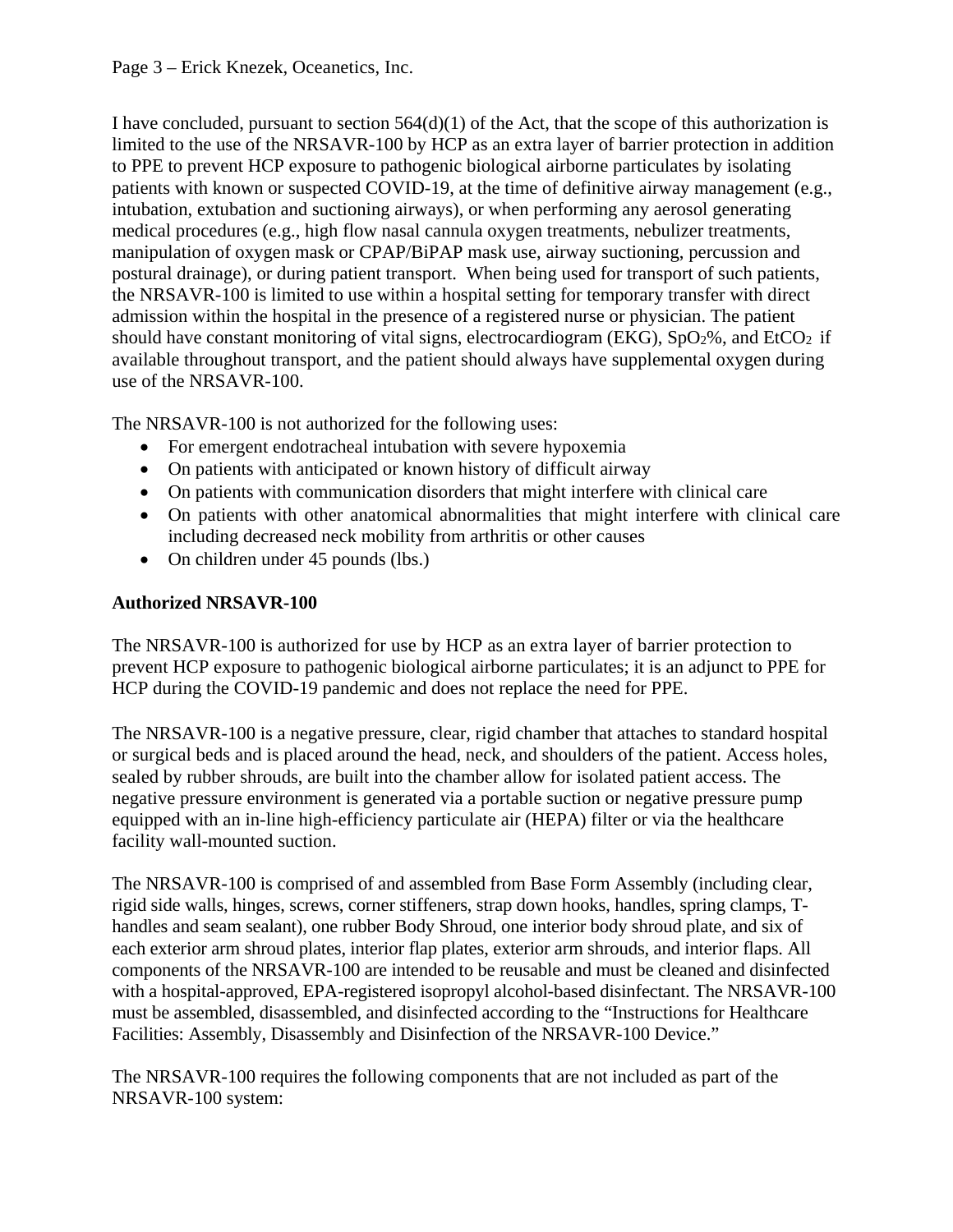I have concluded, pursuant to section 564(d)(1) of the Act, that the scope of this authorization is limited to the use of the NRSAVR-100 by HCP as an extra layer of barrier protection in addition to PPE to prevent HCP exposure to pathogenic biological airborne particulates by isolating patients with known or suspected COVID-19, at the time of definitive airway management (e.g., intubation, extubation and suctioning airways), or when performing any aerosol generating medical procedures (e.g., high flow nasal cannula oxygen treatments, nebulizer treatments, manipulation of oxygen mask or CPAP/BiPAP mask use, airway suctioning, percussion and postural drainage), or during patient transport. When being used for transport of such patients, the NRSAVR-100 is limited to use within a hospital setting for temporary transfer with direct admission within the hospital in the presence of a registered nurse or physician. The patient should have constant monitoring of vital signs, electrocardiogram (EKG), $SpO_2$%, and $EtCO_2$ if available throughout transport, and the patient should always have supplemental oxygen during use of the NRSAVR-100.

The NRSAVR-100 is not authorized for the following uses:

- For emergent endotracheal intubation with severe hypoxemia
- On patients with anticipated or known history of difficult airway
- On patients with communication disorders that might interfere with clinical care
- On patients with other anatomical abnormalities that might interfere with clinical care including decreased neck mobility from arthritis or other causes
- On children under 45 pounds (lbs.)

**Authorized NRSAVR-100**

The NRSAVR-100 is authorized for use by HCP as an extra layer of barrier protection to prevent HCP exposure to pathogenic biological airborne particulates; it is an adjunct to PPE for HCP during the COVID-19 pandemic and does not replace the need for PPE.

The NRSAVR-100 is a negative pressure, clear, rigid chamber that attaches to standard hospital or surgical beds and is placed around the head, neck, and shoulders of the patient. Access holes, sealed by rubber shrouds, are built into the chamber allow for isolated patient access. The negative pressure environment is generated via a portable suction or negative pressure pump equipped with an in-line high-efficiency particulate air (HEPA) filter or via the healthcare facility wall-mounted suction.

The NRSAVR-100 is comprised of and assembled from Base Form Assembly (including clear, rigid side walls, hinges, screws, corner stiffeners, strap down hooks, handles, spring clamps, T-handles and seam sealant), one rubber Body Shroud, one interior body shroud plate, and six of each exterior arm shroud plates, interior flap plates, exterior arm shrouds, and interior flaps. All components of the NRSAVR-100 are intended to be reusable and must be cleaned and disinfected with a hospital-approved, EPA-registered isopropyl alcohol-based disinfectant. The NRSAVR-100 must be assembled, disassembled, and disinfected according to the "Instructions for Healthcare Facilities: Assembly, Disassembly and Disinfection of the NRSAVR-100 Device."

The NRSAVR-100 requires the following components that are not included as part of the NRSAVR-100 system: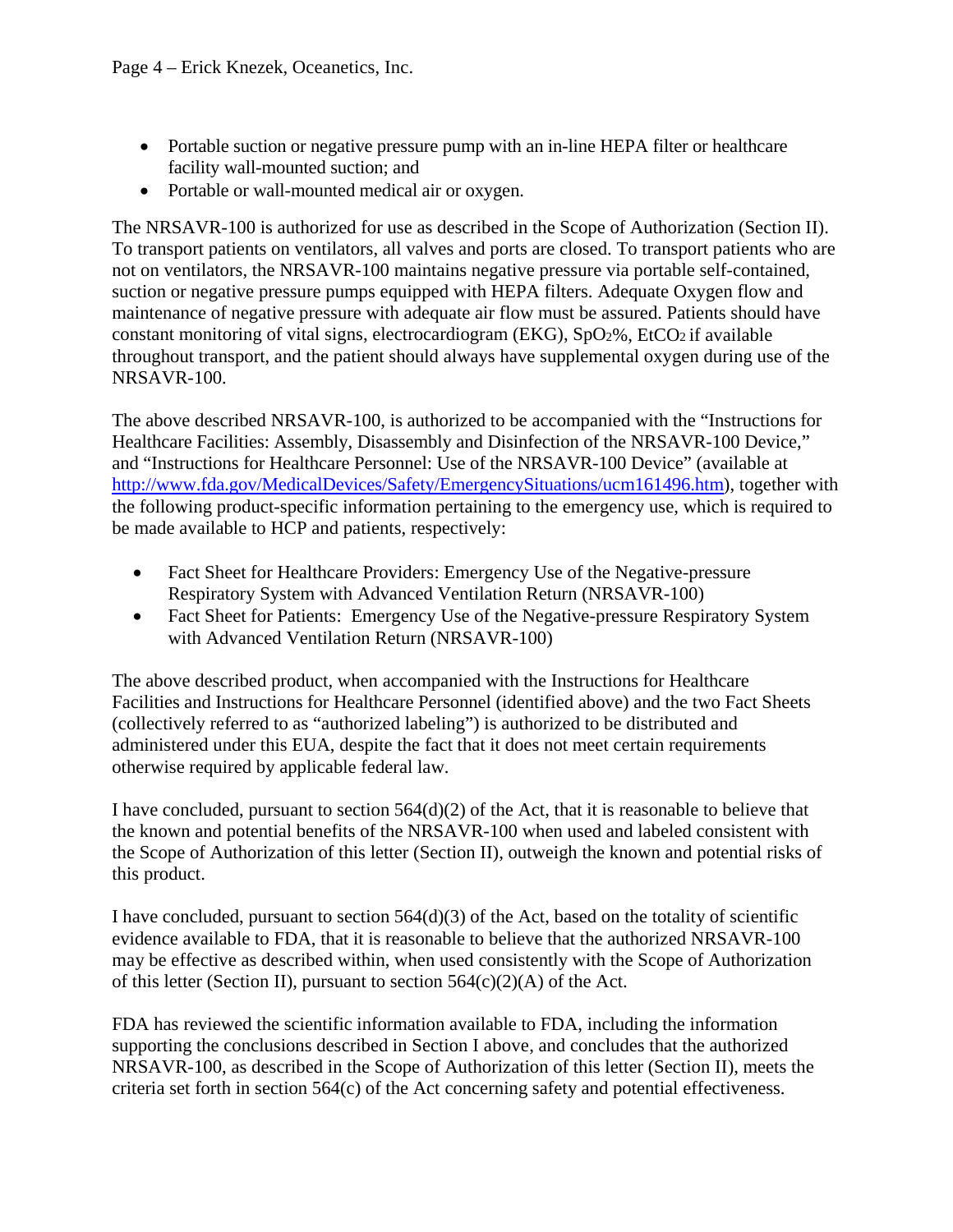- Portable suction or negative pressure pump with an in-line HEPA filter or healthcare facility wall-mounted suction; and
- Portable or wall-mounted medical air or oxygen.

The NRSAVR-100 is authorized for use as described in the Scope of Authorization (Section II). To transport patients on ventilators, all valves and ports are closed. To transport patients who are not on ventilators, the NRSAVR-100 maintains negative pressure via portable self-contained, suction or negative pressure pumps equipped with HEPA filters. Adequate Oxygen flow and maintenance of negative pressure with adequate air flow must be assured. Patients should have constant monitoring of vital signs, electrocardiogram (EKG), $SpO_2$%, $EtCO_2$ if available throughout transport, and the patient should always have supplemental oxygen during use of the NRSAVR-100.

The above described NRSAVR-100, is authorized to be accompanied with the "Instructions for Healthcare Facilities: Assembly, Disassembly and Disinfection of the NRSAVR-100 Device," and "Instructions for Healthcare Personnel: Use of the NRSAVR-100 Device" (available at [http://www.fda.gov/MedicalDevices/Safety/EmergencySituations/ucm161496.htm](http://www.fda.gov/MedicalDevices/Safety/EmergencySituations/ucm161496.htm)), together with the following product-specific information pertaining to the emergency use, which is required to be made available to HCP and patients, respectively:

- Fact Sheet for Healthcare Providers: Emergency Use of the Negative-pressure Respiratory System with Advanced Ventilation Return (NRSAVR-100)
- Fact Sheet for Patients: Emergency Use of the Negative-pressure Respiratory System with Advanced Ventilation Return (NRSAVR-100)

The above described product, when accompanied with the Instructions for Healthcare Facilities and Instructions for Healthcare Personnel (identified above) and the two Fact Sheets (collectively referred to as "authorized labeling") is authorized to be distributed and administered under this EUA, despite the fact that it does not meet certain requirements otherwise required by applicable federal law.

I have concluded, pursuant to section 564(d)(2) of the Act, that it is reasonable to believe that the known and potential benefits of the NRSAVR-100 when used and labeled consistent with the Scope of Authorization of this letter (Section II), outweigh the known and potential risks of this product.

I have concluded, pursuant to section 564(d)(3) of the Act, based on the totality of scientific evidence available to FDA, that it is reasonable to believe that the authorized NRSAVR-100 may be effective as described within, when used consistently with the Scope of Authorization of this letter (Section II), pursuant to section 564(c)(2)(A) of the Act.

FDA has reviewed the scientific information available to FDA, including the information supporting the conclusions described in Section I above, and concludes that the authorized NRSAVR-100, as described in the Scope of Authorization of this letter (Section II), meets the criteria set forth in section 564(c) of the Act concerning safety and potential effectiveness.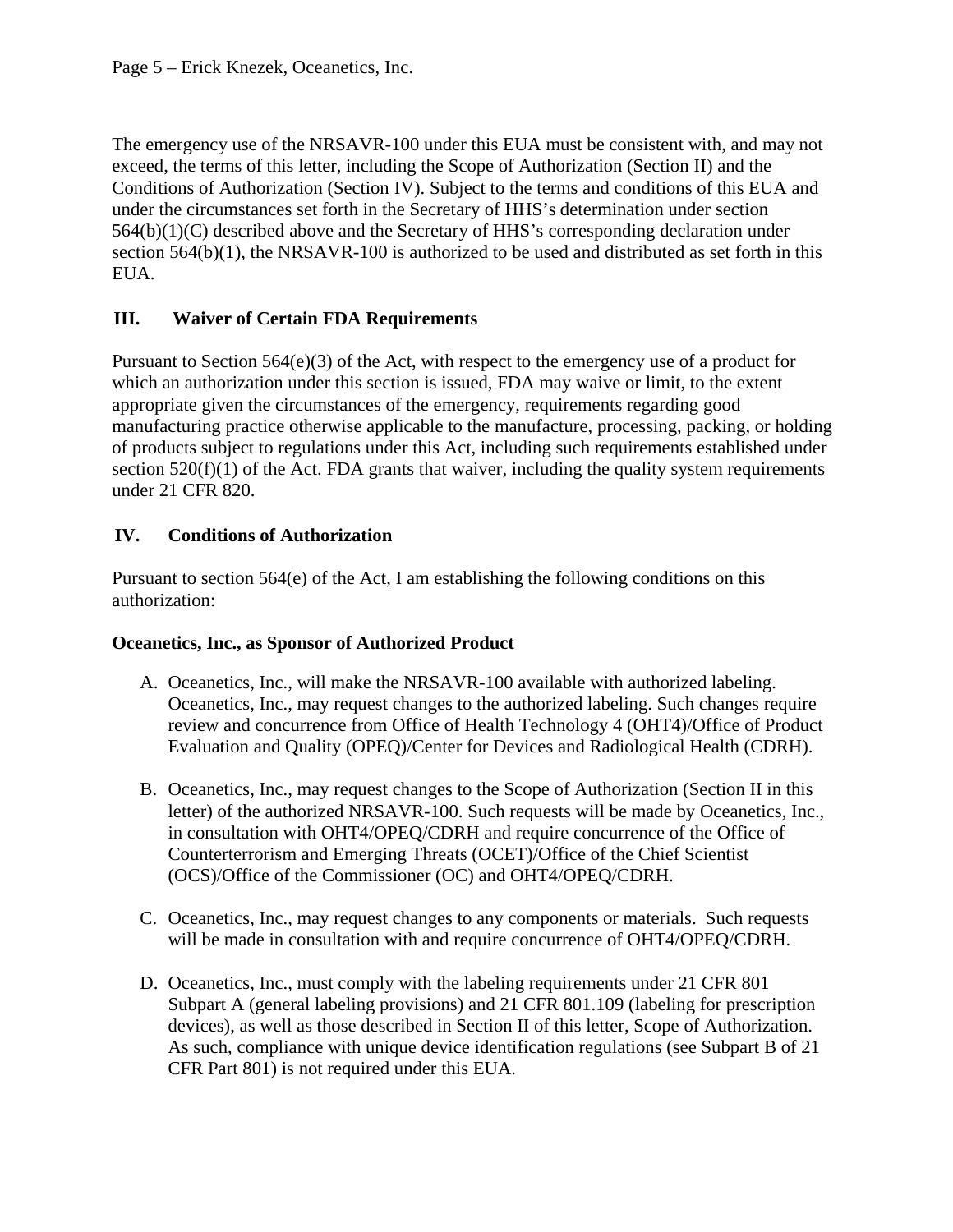The emergency use of the NRSAVR-100 under this EUA must be consistent with, and may not exceed, the terms of this letter, including the Scope of Authorization (Section II) and the Conditions of Authorization (Section IV). Subject to the terms and conditions of this EUA and under the circumstances set forth in the Secretary of HHS's determination under section 564(b)(1)(C) described above and the Secretary of HHS's corresponding declaration under section 564(b)(1), the NRSAVR-100 is authorized to be used and distributed as set forth in this EUA.

## III. Waiver of Certain FDA Requirements

Pursuant to Section 564(e)(3) of the Act, with respect to the emergency use of a product for which an authorization under this section is issued, FDA may waive or limit, to the extent appropriate given the circumstances of the emergency, requirements regarding good manufacturing practice otherwise applicable to the manufacture, processing, packing, or holding of products subject to regulations under this Act, including such requirements established under section 520(f)(1) of the Act. FDA grants that waiver, including the quality system requirements under 21 CFR 820.

## IV. Conditions of Authorization

Pursuant to section 564(e) of the Act, I am establishing the following conditions on this authorization:

**Oceanetics, Inc., as Sponsor of Authorized Product**

A. Oceanetics, Inc., will make the NRSAVR-100 available with authorized labeling. Oceanetics, Inc., may request changes to the authorized labeling. Such changes require review and concurrence from Office of Health Technology 4 (OHT4)/Office of Product Evaluation and Quality (OPEQ)/Center for Devices and Radiological Health (CDRH).

B. Oceanetics, Inc., may request changes to the Scope of Authorization (Section II in this letter) of the authorized NRSAVR-100. Such requests will be made by Oceanetics, Inc., in consultation with OHT4/OPEQ/CDRH and require concurrence of the Office of Counterterrorism and Emerging Threats (OCET)/Office of the Chief Scientist (OCS)/Office of the Commissioner (OC) and OHT4/OPEQ/CDRH.

C. Oceanetics, Inc., may request changes to any components or materials. Such requests will be made in consultation with and require concurrence of OHT4/OPEQ/CDRH.

D. Oceanetics, Inc., must comply with the labeling requirements under 21 CFR 801 Subpart A (general labeling provisions) and 21 CFR 801.109 (labeling for prescription devices), as well as those described in Section II of this letter, Scope of Authorization. As such, compliance with unique device identification regulations (see Subpart B of 21 CFR Part 801) is not required under this EUA.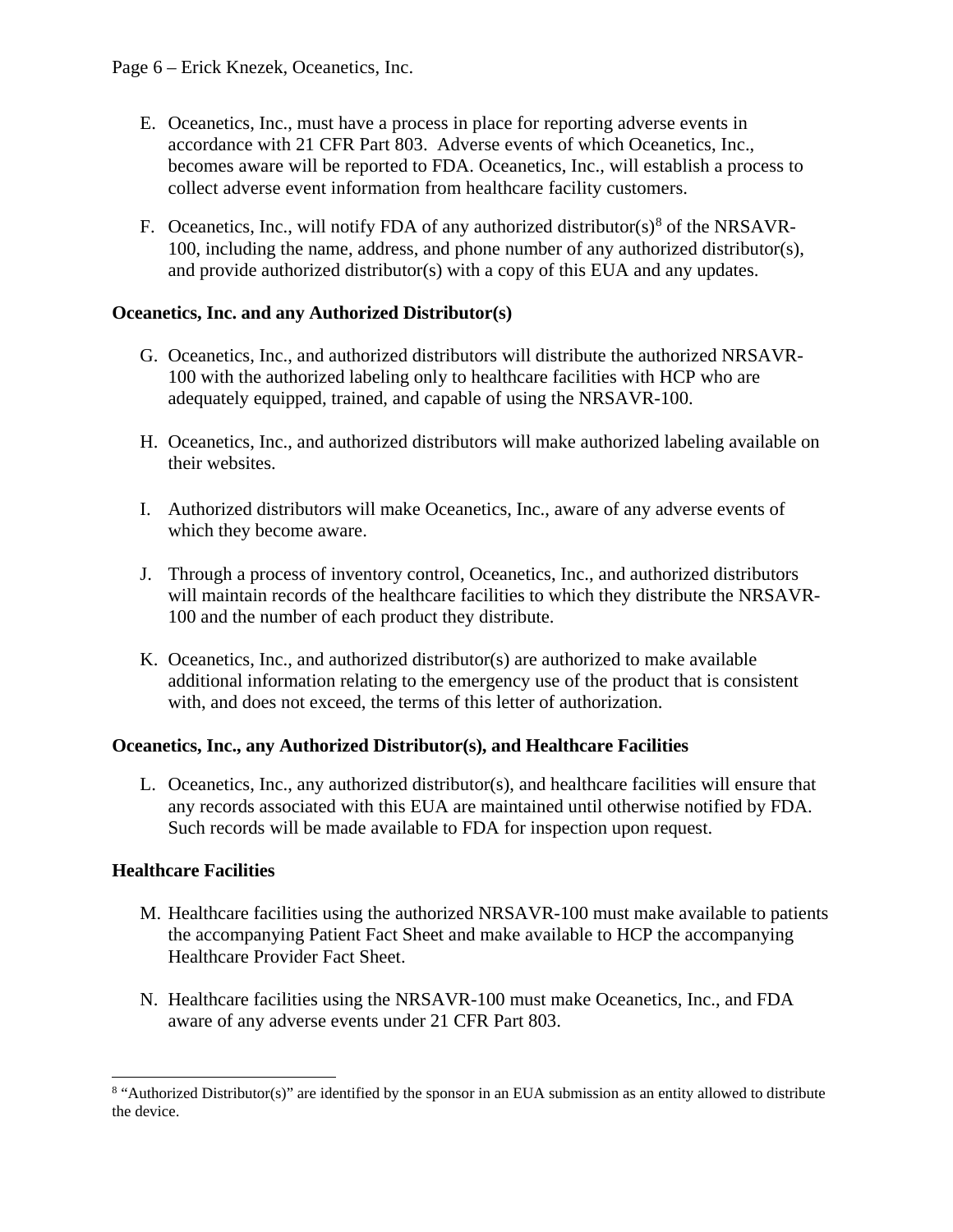E. Oceanetics, Inc., must have a process in place for reporting adverse events in accordance with 21 CFR Part 803. Adverse events of which Oceanetics, Inc., becomes aware will be reported to FDA. Oceanetics, Inc., will establish a process to collect adverse event information from healthcare facility customers.

F. Oceanetics, Inc., will notify FDA of any authorized distributor(s)[8] of the NRSAVR-100, including the name, address, and phone number of any authorized distributor(s), and provide authorized distributor(s) with a copy of this EUA and any updates.

**Oceanetics, Inc. and any Authorized Distributor(s)**

G. Oceanetics, Inc., and authorized distributors will distribute the authorized NRSAVR-100 with the authorized labeling only to healthcare facilities with HCP who are adequately equipped, trained, and capable of using the NRSAVR-100.

H. Oceanetics, Inc., and authorized distributors will make authorized labeling available on their websites.

I. Authorized distributors will make Oceanetics, Inc., aware of any adverse events of which they become aware.

J. Through a process of inventory control, Oceanetics, Inc., and authorized distributors will maintain records of the healthcare facilities to which they distribute the NRSAVR-100 and the number of each product they distribute.

K. Oceanetics, Inc., and authorized distributor(s) are authorized to make available additional information relating to the emergency use of the product that is consistent with, and does not exceed, the terms of this letter of authorization.

**Oceanetics, Inc., any Authorized Distributor(s), and Healthcare Facilities**

L. Oceanetics, Inc., any authorized distributor(s), and healthcare facilities will ensure that any records associated with this EUA are maintained until otherwise notified by FDA. Such records will be made available to FDA for inspection upon request.

**Healthcare Facilities**

M. Healthcare facilities using the authorized NRSAVR-100 must make available to patients the accompanying Patient Fact Sheet and make available to HCP the accompanying Healthcare Provider Fact Sheet.

N. Healthcare facilities using the NRSAVR-100 must make Oceanetics, Inc., and FDA aware of any adverse events under 21 CFR Part 803.

---

[8] "Authorized Distributor(s)" are identified by the sponsor in an EUA submission as an entity allowed to distribute the device.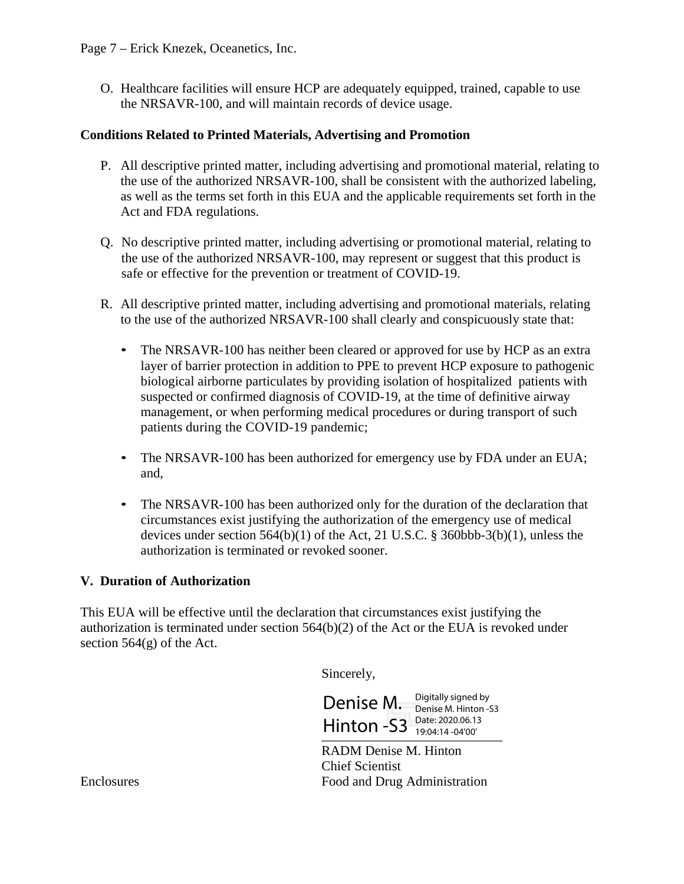O. Healthcare facilities will ensure HCP are adequately equipped, trained, capable to use the NRSAVR-100, and will maintain records of device usage.

**Conditions Related to Printed Materials, Advertising and Promotion**

P. All descriptive printed matter, including advertising and promotional material, relating to the use of the authorized NRSAVR-100, shall be consistent with the authorized labeling, as well as the terms set forth in this EUA and the applicable requirements set forth in the Act and FDA regulations.

Q. No descriptive printed matter, including advertising or promotional material, relating to the use of the authorized NRSAVR-100, may represent or suggest that this product is safe or effective for the prevention or treatment of COVID-19.

R. All descriptive printed matter, including advertising and promotional materials, relating to the use of the authorized NRSAVR-100 shall clearly and conspicuously state that:

- The NRSAVR-100 has neither been cleared or approved for use by HCP as an extra layer of barrier protection in addition to PPE to prevent HCP exposure to pathogenic biological airborne particulates by providing isolation of hospitalized patients with suspected or confirmed diagnosis of COVID-19, at the time of definitive airway management, or when performing medical procedures or during transport of such patients during the COVID-19 pandemic;

- The NRSAVR-100 has been authorized for emergency use by FDA under an EUA; and,

- The NRSAVR-100 has been authorized only for the duration of the declaration that circumstances exist justifying the authorization of the emergency use of medical devices under section 564(b)(1) of the Act, 21 U.S.C. § 360bbb-3(b)(1), unless the authorization is terminated or revoked sooner.

## V. Duration of Authorization

This EUA will be effective until the declaration that circumstances exist justifying the authorization is terminated under section 564(b)(2) of the Act or the EUA is revoked under section 564(g) of the Act.

Sincerely,

Denise M. Hinton -S3
Digitally signed by Denise M. Hinton -S3
Date: 2020.06.13 19:04:14 -04'00'

RADM Denise M. Hinton
Chief Scientist
Food and Drug Administration

Enclosures